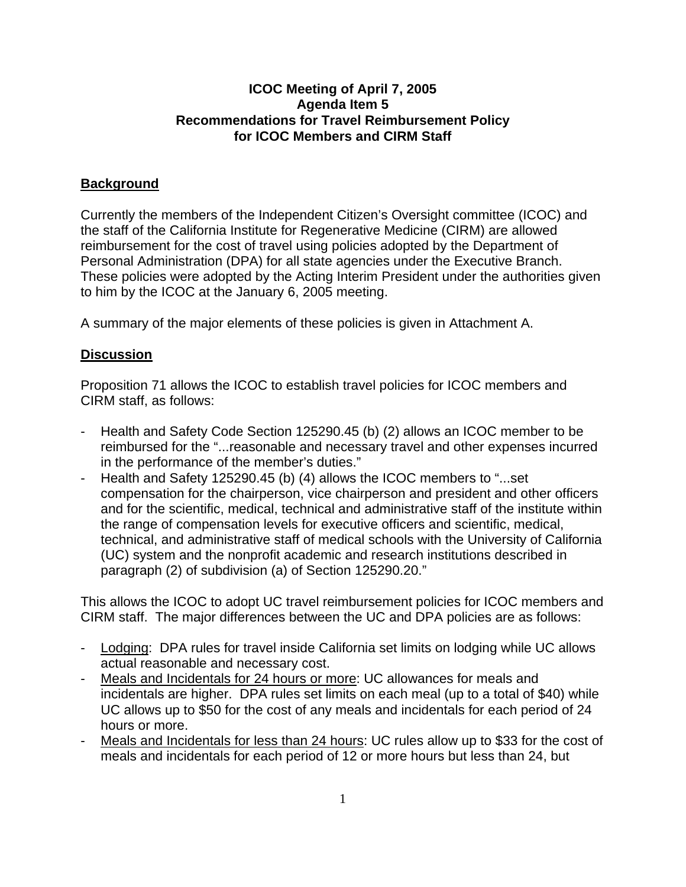**ICOC Meeting of April 7, 2005**
**Agenda Item 5**
**Recommendations for Travel Reimbursement Policy**
**for ICOC Members and CIRM Staff**

## Background

Currently the members of the Independent Citizen's Oversight committee (ICOC) and the staff of the California Institute for Regenerative Medicine (CIRM) are allowed reimbursement for the cost of travel using policies adopted by the Department of Personal Administration (DPA) for all state agencies under the Executive Branch. These policies were adopted by the Acting Interim President under the authorities given to him by the ICOC at the January 6, 2005 meeting.

A summary of the major elements of these policies is given in Attachment A.

## Discussion

Proposition 71 allows the ICOC to establish travel policies for ICOC members and CIRM staff, as follows:

- Health and Safety Code Section 125290.45 (b) (2) allows an ICOC member to be reimbursed for the "...reasonable and necessary travel and other expenses incurred in the performance of the member's duties."
- Health and Safety 125290.45 (b) (4) allows the ICOC members to "...set compensation for the chairperson, vice chairperson and president and other officers and for the scientific, medical, technical and administrative staff of the institute within the range of compensation levels for executive officers and scientific, medical, technical, and administrative staff of medical schools with the University of California (UC) system and the nonprofit academic and research institutions described in paragraph (2) of subdivision (a) of Section 125290.20."

This allows the ICOC to adopt UC travel reimbursement policies for ICOC members and CIRM staff. The major differences between the UC and DPA policies are as follows:

- Lodging: DPA rules for travel inside California set limits on lodging while UC allows actual reasonable and necessary cost.
- Meals and Incidentals for 24 hours or more: UC allowances for meals and incidentals are higher. DPA rules set limits on each meal (up to a total of $40) while UC allows up to $50 for the cost of any meals and incidentals for each period of 24 hours or more.
- Meals and Incidentals for less than 24 hours: UC rules allow up to $33 for the cost of meals and incidentals for each period of 12 or more hours but less than 24, but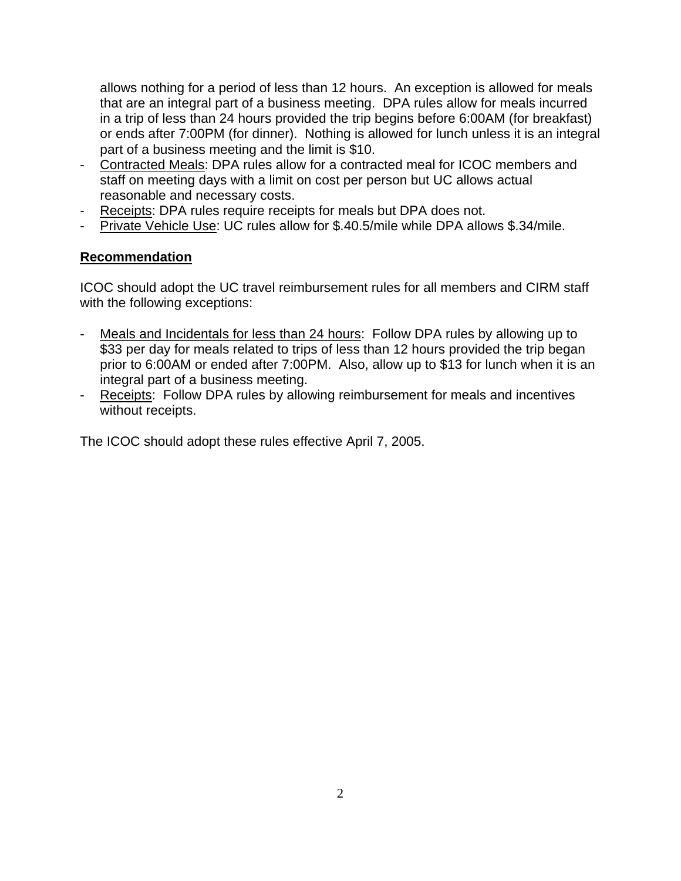allows nothing for a period of less than 12 hours. An exception is allowed for meals that are an integral part of a business meeting. DPA rules allow for meals incurred in a trip of less than 24 hours provided the trip begins before 6:00AM (for breakfast) or ends after 7:00PM (for dinner). Nothing is allowed for lunch unless it is an integral part of a business meeting and the limit is $10.

- Contracted Meals: DPA rules allow for a contracted meal for ICOC members and staff on meeting days with a limit on cost per person but UC allows actual reasonable and necessary costs.
- Receipts: DPA rules require receipts for meals but DPA does not.
- Private Vehicle Use: UC rules allow for $.40.5/mile while DPA allows $.34/mile.

**Recommendation**

ICOC should adopt the UC travel reimbursement rules for all members and CIRM staff with the following exceptions:

- Meals and Incidentals for less than 24 hours: Follow DPA rules by allowing up to $33 per day for meals related to trips of less than 12 hours provided the trip began prior to 6:00AM or ended after 7:00PM. Also, allow up to $13 for lunch when it is an integral part of a business meeting.
- Receipts: Follow DPA rules by allowing reimbursement for meals and incentives without receipts.

The ICOC should adopt these rules effective April 7, 2005.